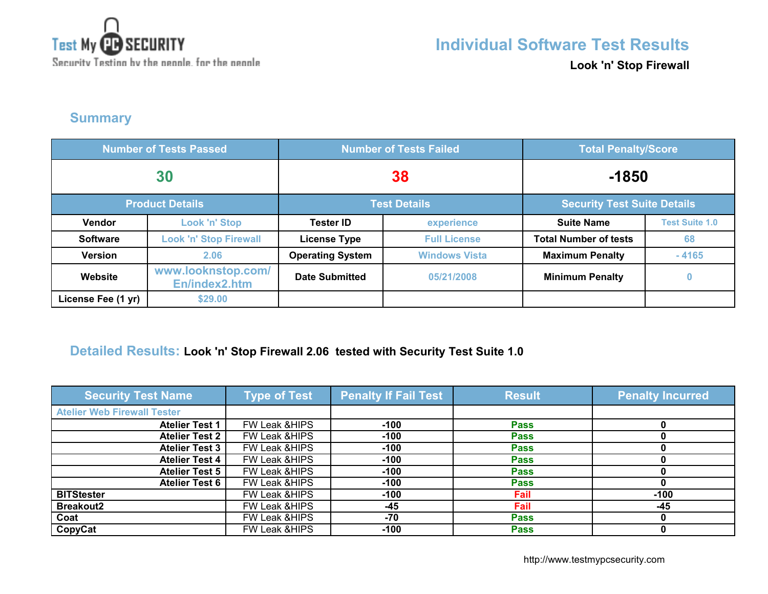Test My PC SECURITY

Security Testing by the people, for the people

# Individual Software Test Results

**Look 'n' Stop Firewall**

## Summary

| Number of Tests Passed | | Number of Tests Failed | | Total Penalty/Score | |
|---|---|---|---|---|---|
| 30 | | 38 | | -1850 | |
| **Product Details** | | **Test Details** | | **Security Test Suite Details** | |
| Vendor | Look 'n' Stop | Tester ID | experience | Suite Name | Test Suite 1.0 |
| Software | Look 'n' Stop Firewall | License Type | Full License | Total Number of tests | 68 |
| Version | 2.06 | Operating System | Windows Vista | Maximum Penalty | - 4165 |
| Website | www.looknstop.com/En/index2.htm | Date Submitted | 05/21/2008 | Minimum Penalty | 0 |
| License Fee (1 yr) | $29.00 | | | | |

## Detailed Results: Look 'n' Stop Firewall 2.06 tested with Security Test Suite 1.0

| Security Test Name | Type of Test | Penalty If Fail Test | Result | Penalty Incurred |
|---|---|---|---|---|
| Atelier Web Firewall Tester | | | | |
| Atelier Test 1 | FW Leak &HIPS | -100 | Pass | 0 |
| Atelier Test 2 | FW Leak &HIPS | -100 | Pass | 0 |
| Atelier Test 3 | FW Leak &HIPS | -100 | Pass | 0 |
| Atelier Test 4 | FW Leak &HIPS | -100 | Pass | 0 |
| Atelier Test 5 | FW Leak &HIPS | -100 | Pass | 0 |
| Atelier Test 6 | FW Leak &HIPS | -100 | Pass | 0 |
| BITStester | FW Leak &HIPS | -100 | Fail | -100 |
| Breakout2 | FW Leak &HIPS | -45 | Fail | -45 |
| Coat | FW Leak &HIPS | -70 | Pass | 0 |
| CopyCat | FW Leak &HIPS | -100 | Pass | 0 |

http://www.testmypcsecurity.com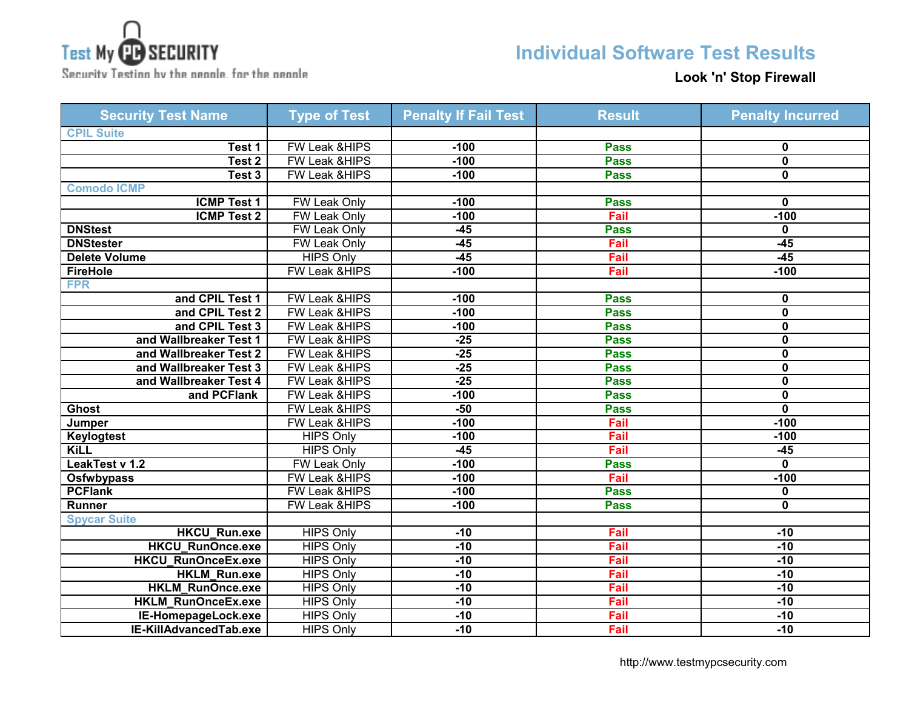Test My PC SECURITY
Security Testing by the people, for the people

# Individual Software Test Results

**Look 'n' Stop Firewall**

| Security Test Name | Type of Test | Penalty If Fail Test | Result | Penalty Incurred |
|---|---|---|---|---|
| CPIL Suite | | | | |
| Test 1 | FW Leak &HIPS | -100 | Pass | 0 |
| Test 2 | FW Leak &HIPS | -100 | Pass | 0 |
| Test 3 | FW Leak &HIPS | -100 | Pass | 0 |
| Comodo ICMP | | | | |
| ICMP Test 1 | FW Leak Only | -100 | Pass | 0 |
| ICMP Test 2 | FW Leak Only | -100 | Fail | -100 |
| DNStest | FW Leak Only | -45 | Pass | 0 |
| DNStester | FW Leak Only | -45 | Fail | -45 |
| Delete Volume | HIPS Only | -45 | Fail | -45 |
| FireHole | FW Leak &HIPS | -100 | Fail | -100 |
| FPR | | | | |
| and CPIL Test 1 | FW Leak &HIPS | -100 | Pass | 0 |
| and CPIL Test 2 | FW Leak &HIPS | -100 | Pass | 0 |
| and CPIL Test 3 | FW Leak &HIPS | -100 | Pass | 0 |
| and Wallbreaker Test 1 | FW Leak &HIPS | -25 | Pass | 0 |
| and Wallbreaker Test 2 | FW Leak &HIPS | -25 | Pass | 0 |
| and Wallbreaker Test 3 | FW Leak &HIPS | -25 | Pass | 0 |
| and Wallbreaker Test 4 | FW Leak &HIPS | -25 | Pass | 0 |
| and PCFlank | FW Leak &HIPS | -100 | Pass | 0 |
| Ghost | FW Leak &HIPS | -50 | Pass | 0 |
| Jumper | FW Leak &HIPS | -100 | Fail | -100 |
| Keylogtest | HIPS Only | -100 | Fail | -100 |
| KiLL | HIPS Only | -45 | Fail | -45 |
| LeakTest v 1.2 | FW Leak Only | -100 | Pass | 0 |
| Osfwbypass | FW Leak &HIPS | -100 | Fail | -100 |
| PCFlank | FW Leak &HIPS | -100 | Pass | 0 |
| Runner | FW Leak &HIPS | -100 | Pass | 0 |
| Spycar Suite | | | | |
| HKCU_Run.exe | HIPS Only | -10 | Fail | -10 |
| HKCU_RunOnce.exe | HIPS Only | -10 | Fail | -10 |
| HKCU_RunOnceEx.exe | HIPS Only | -10 | Fail | -10 |
| HKLM_Run.exe | HIPS Only | -10 | Fail | -10 |
| HKLM_RunOnce.exe | HIPS Only | -10 | Fail | -10 |
| HKLM_RunOnceEx.exe | HIPS Only | -10 | Fail | -10 |
| IE-HomepageLock.exe | HIPS Only | -10 | Fail | -10 |
| IE-KillAdvancedTab.exe | HIPS Only | -10 | Fail | -10 |

http://www.testmypcsecurity.com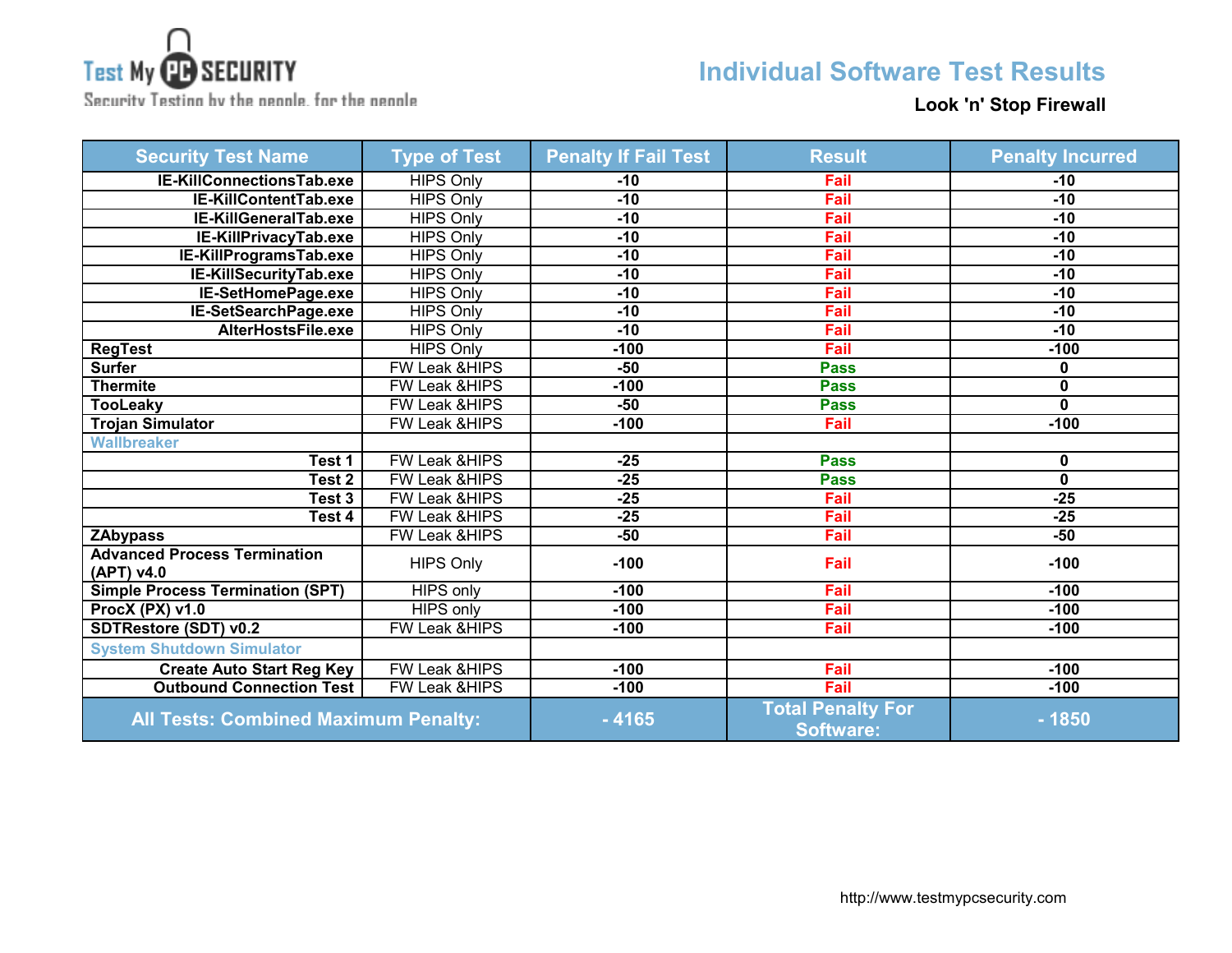Test My PC SECURITY
Security Testing by the people, for the people

# Individual Software Test Results

**Look 'n' Stop Firewall**

| Security Test Name | Type of Test | Penalty If Fail Test | Result | Penalty Incurred |
|---|---|---|---|---|
| IE-KillConnectionsTab.exe | HIPS Only | -10 | Fail | -10 |
| IE-KillContentTab.exe | HIPS Only | -10 | Fail | -10 |
| IE-KillGeneralTab.exe | HIPS Only | -10 | Fail | -10 |
| IE-KillPrivacyTab.exe | HIPS Only | -10 | Fail | -10 |
| IE-KillProgramsTab.exe | HIPS Only | -10 | Fail | -10 |
| IE-KillSecurityTab.exe | HIPS Only | -10 | Fail | -10 |
| IE-SetHomePage.exe | HIPS Only | -10 | Fail | -10 |
| IE-SetSearchPage.exe | HIPS Only | -10 | Fail | -10 |
| AlterHostsFile.exe | HIPS Only | -10 | Fail | -10 |
| RegTest | HIPS Only | -100 | Fail | -100 |
| Surfer | FW Leak &HIPS | -50 | Pass | 0 |
| Thermite | FW Leak &HIPS | -100 | Pass | 0 |
| TooLeaky | FW Leak &HIPS | -50 | Pass | 0 |
| Trojan Simulator | FW Leak &HIPS | -100 | Fail | -100 |
| Wallbreaker | | | | |
| Test 1 | FW Leak &HIPS | -25 | Pass | 0 |
| Test 2 | FW Leak &HIPS | -25 | Pass | 0 |
| Test 3 | FW Leak &HIPS | -25 | Fail | -25 |
| Test 4 | FW Leak &HIPS | -25 | Fail | -25 |
| ZAbypass | FW Leak &HIPS | -50 | Fail | -50 |
| Advanced Process Termination (APT) v4.0 | HIPS Only | -100 | Fail | -100 |
| Simple Process Termination (SPT) | HIPS only | -100 | Fail | -100 |
| ProcX (PX) v1.0 | HIPS only | -100 | Fail | -100 |
| SDTRestore (SDT) v0.2 | FW Leak &HIPS | -100 | Fail | -100 |
| System Shutdown Simulator | | | | |
| Create Auto Start Reg Key | FW Leak &HIPS | -100 | Fail | -100 |
| Outbound Connection Test | FW Leak &HIPS | -100 | Fail | -100 |
| **All Tests: Combined Maximum Penalty:** | | **- 4165** | **Total Penalty For Software:** | **- 1850** |

http://www.testmypcsecurity.com